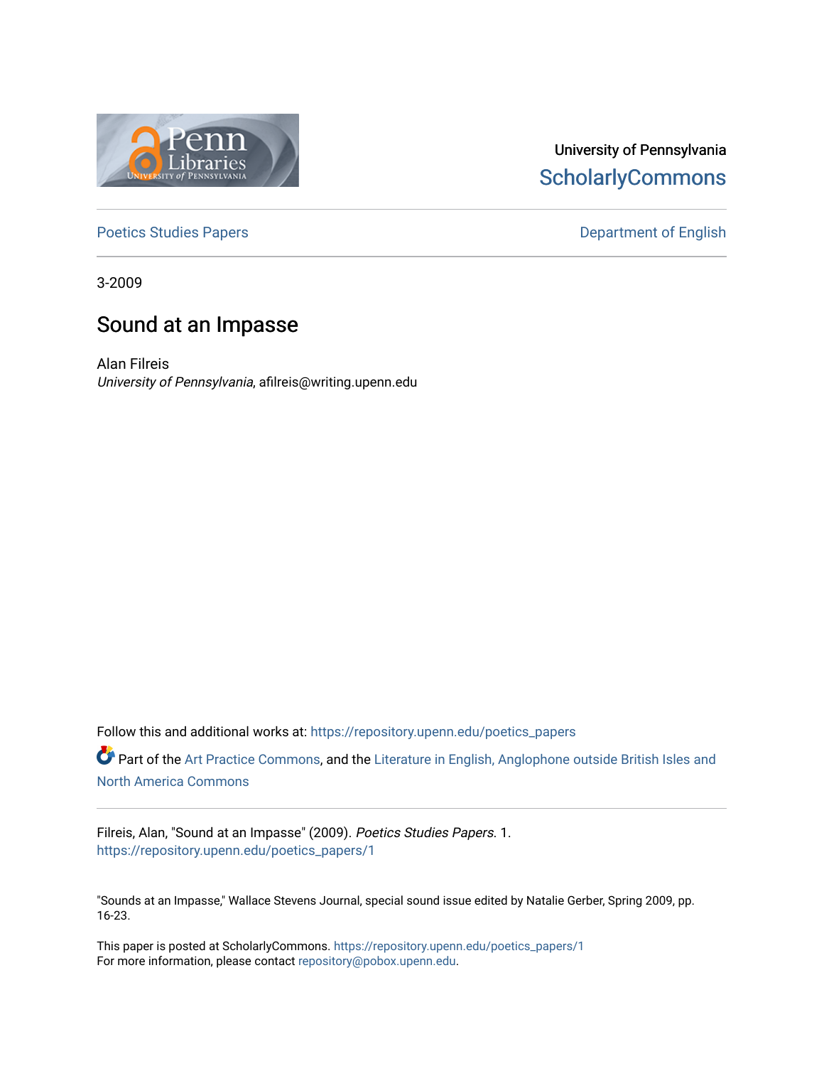University of Pennsylvania
ScholarlyCommons

Poetics Studies Papers

Department of English

3-2009

# Sound at an Impasse

Alan Filreis
*University of Pennsylvania*, afilreis@writing.upenn.edu

Follow this and additional works at: https://repository.upenn.edu/poetics_papers

Part of the Art Practice Commons, and the Literature in English, Anglophone outside British Isles and North America Commons

Filreis, Alan, "Sound at an Impasse" (2009). *Poetics Studies Papers*. 1.
https://repository.upenn.edu/poetics_papers/1

"Sounds at an Impasse," Wallace Stevens Journal, special sound issue edited by Natalie Gerber, Spring 2009, pp. 16-23.

This paper is posted at ScholarlyCommons. https://repository.upenn.edu/poetics_papers/1
For more information, please contact repository@pobox.upenn.edu.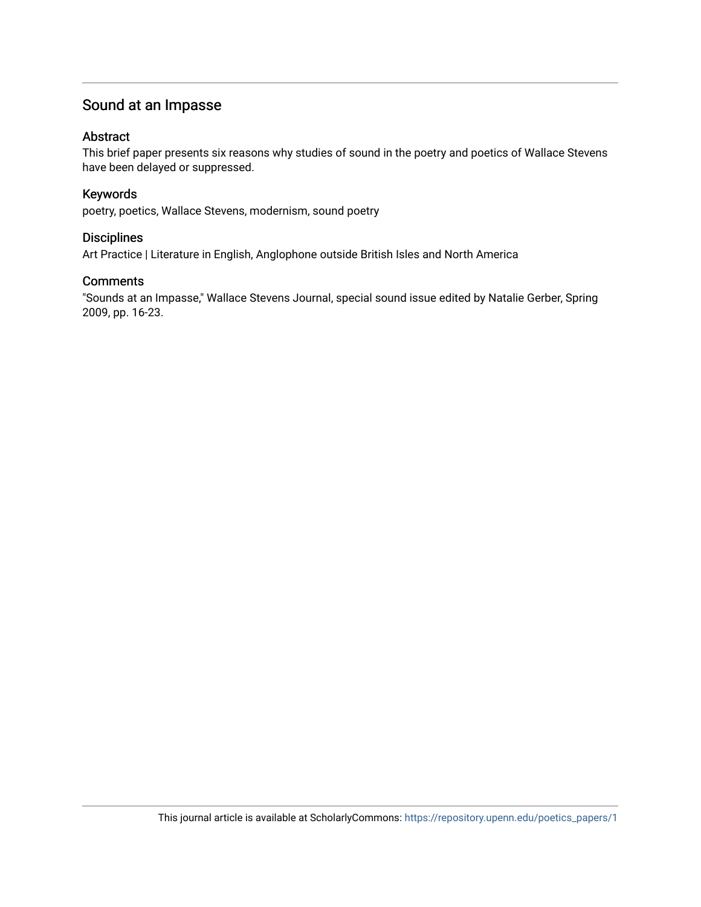## Sound at an Impasse

### Abstract

This brief paper presents six reasons why studies of sound in the poetry and poetics of Wallace Stevens have been delayed or suppressed.

### Keywords

poetry, poetics, Wallace Stevens, modernism, sound poetry

### Disciplines

Art Practice | Literature in English, Anglophone outside British Isles and North America

### Comments

"Sounds at an Impasse," Wallace Stevens Journal, special sound issue edited by Natalie Gerber, Spring 2009, pp. 16-23.

This journal article is available at ScholarlyCommons: https://repository.upenn.edu/poetics_papers/1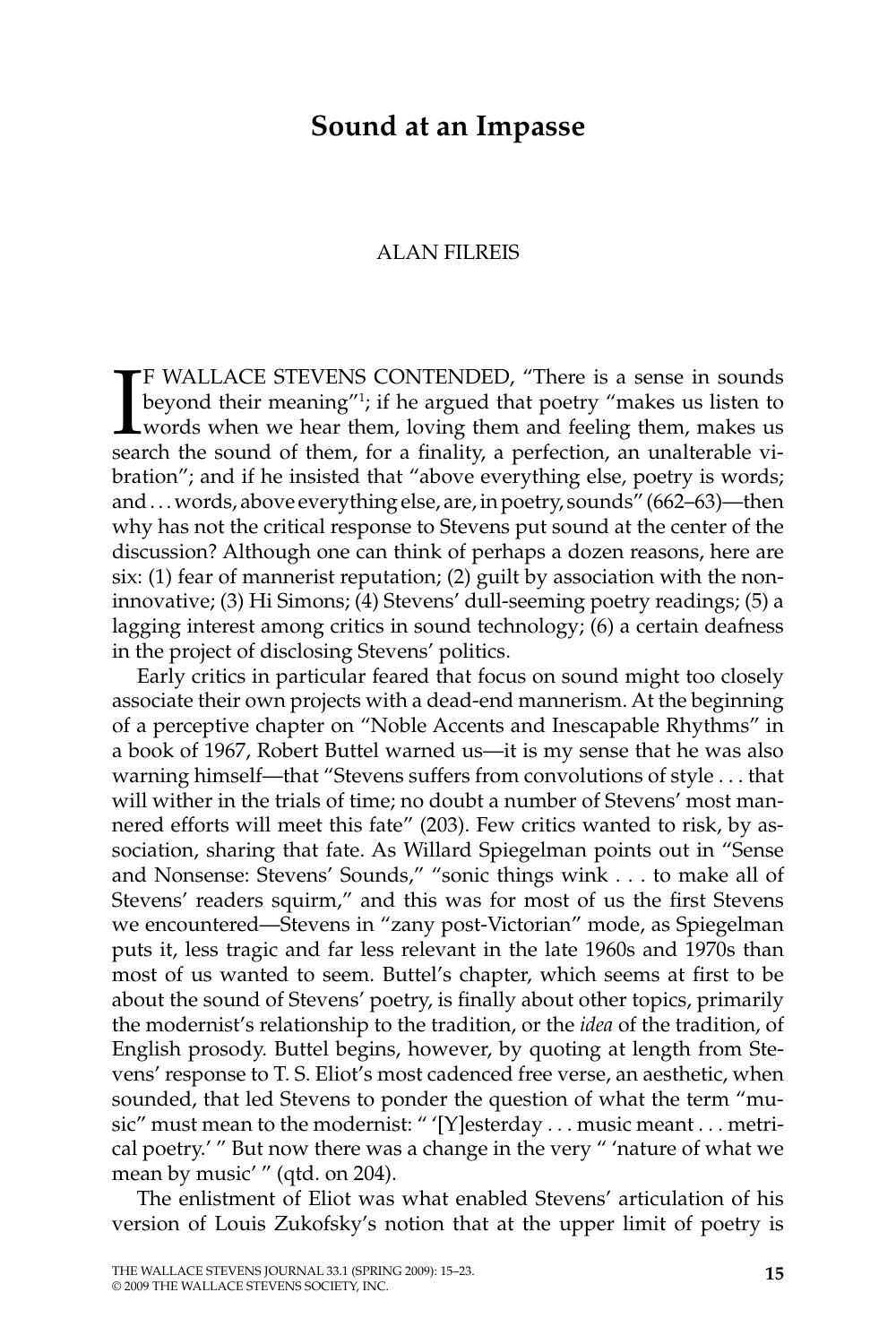# Sound at an Impasse

ALAN FILREIS

IF WALLACE STEVENS CONTENDED, "There is a sense in sounds beyond their meaning"[1]; if he argued that poetry "makes us listen to words when we hear them, loving them and feeling them, makes us search the sound of them, for a finality, a perfection, an unalterable vibration"; and if he insisted that "above everything else, poetry is words; and . . . words, above everything else, are, in poetry, sounds" (662–63)—then why has not the critical response to Stevens put sound at the center of the discussion? Although one can think of perhaps a dozen reasons, here are six: (1) fear of mannerist reputation; (2) guilt by association with the non-innovative; (3) Hi Simons; (4) Stevens' dull-seeming poetry readings; (5) a lagging interest among critics in sound technology; (6) a certain deafness in the project of disclosing Stevens' politics.

Early critics in particular feared that focus on sound might too closely associate their own projects with a dead-end mannerism. At the beginning of a perceptive chapter on "Noble Accents and Inescapable Rhythms" in a book of 1967, Robert Buttel warned us—it is my sense that he was also warning himself—that "Stevens suffers from convolutions of style . . . that will wither in the trials of time; no doubt a number of Stevens' most mannered efforts will meet this fate" (203). Few critics wanted to risk, by association, sharing that fate. As Willard Spiegelman points out in "Sense and Nonsense: Stevens' Sounds," "sonic things wink . . . to make all of Stevens' readers squirm," and this was for most of us the first Stevens we encountered—Stevens in "zany post-Victorian" mode, as Spiegelman puts it, less tragic and far less relevant in the late 1960s and 1970s than most of us wanted to seem. Buttel's chapter, which seems at first to be about the sound of Stevens' poetry, is finally about other topics, primarily the modernist's relationship to the tradition, or the *idea* of the tradition, of English prosody. Buttel begins, however, by quoting at length from Stevens' response to T. S. Eliot's most cadenced free verse, an aesthetic, when sounded, that led Stevens to ponder the question of what the term "music" must mean to the modernist: " '[Y]esterday . . . music meant . . . metrical poetry.' " But now there was a change in the very " 'nature of what we mean by music' " (qtd. on 204).

The enlistment of Eliot was what enabled Stevens' articulation of his version of Louis Zukofsky's notion that at the upper limit of poetry is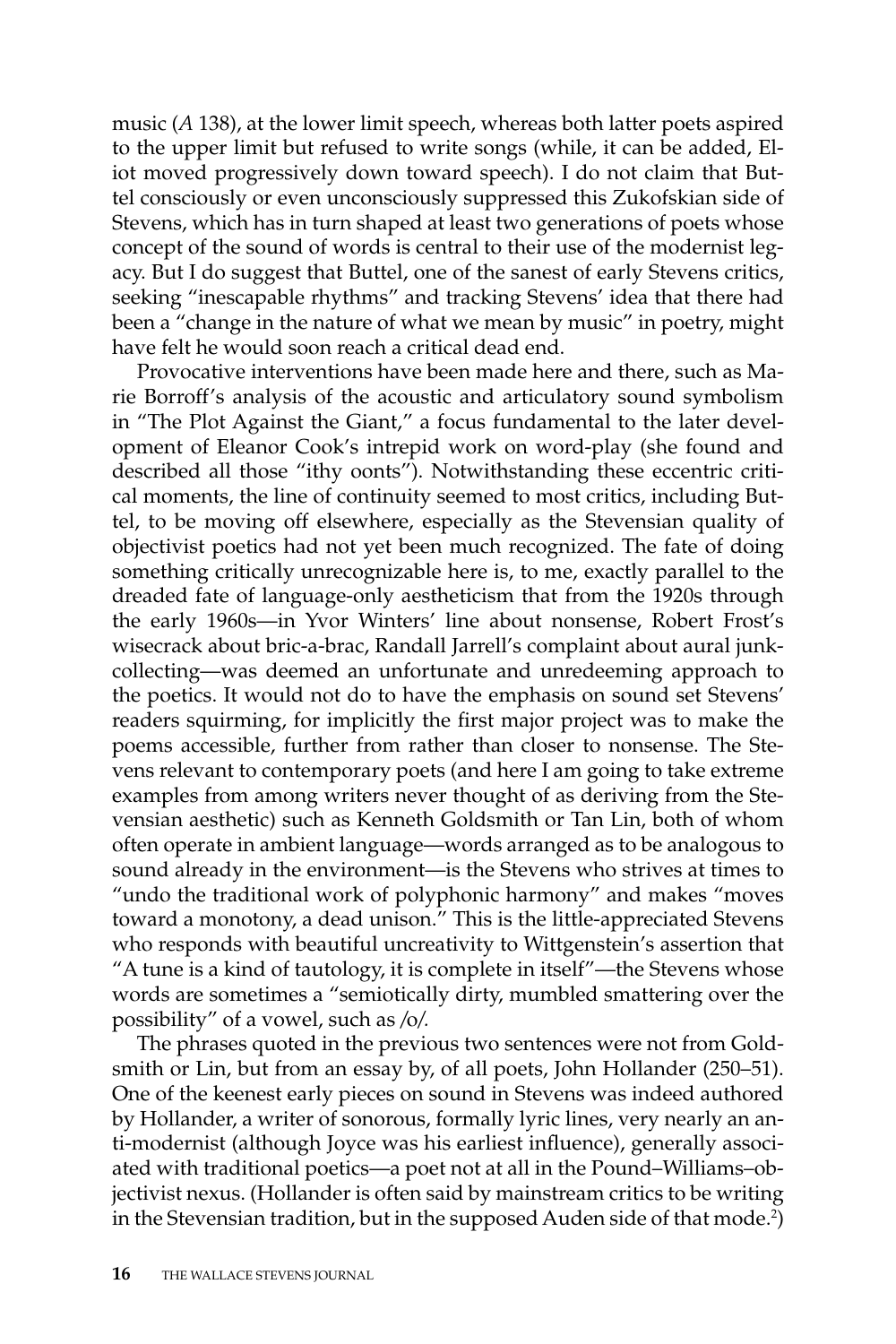music (*A* 138), at the lower limit speech, whereas both latter poets aspired to the upper limit but refused to write songs (while, it can be added, Eliot moved progressively down toward speech). I do not claim that Buttel consciously or even unconsciously suppressed this Zukofskian side of Stevens, which has in turn shaped at least two generations of poets whose concept of the sound of words is central to their use of the modernist legacy. But I do suggest that Buttel, one of the sanest of early Stevens critics, seeking "inescapable rhythms" and tracking Stevens' idea that there had been a "change in the nature of what we mean by music" in poetry, might have felt he would soon reach a critical dead end.

Provocative interventions have been made here and there, such as Marie Borroff's analysis of the acoustic and articulatory sound symbolism in "The Plot Against the Giant," a focus fundamental to the later development of Eleanor Cook's intrepid work on word-play (she found and described all those "ithy oonts"). Notwithstanding these eccentric critical moments, the line of continuity seemed to most critics, including Buttel, to be moving off elsewhere, especially as the Stevensian quality of objectivist poetics had not yet been much recognized. The fate of doing something critically unrecognizable here is, to me, exactly parallel to the dreaded fate of language-only aestheticism that from the 1920s through the early 1960s—in Yvor Winters' line about nonsense, Robert Frost's wisecrack about bric-a-brac, Randall Jarrell's complaint about aural junk-collecting—was deemed an unfortunate and unredeeming approach to the poetics. It would not do to have the emphasis on sound set Stevens' readers squirming, for implicitly the first major project was to make the poems accessible, further from rather than closer to nonsense. The Stevens relevant to contemporary poets (and here I am going to take extreme examples from among writers never thought of as deriving from the Stevensian aesthetic) such as Kenneth Goldsmith or Tan Lin, both of whom often operate in ambient language—words arranged as to be analogous to sound already in the environment—is the Stevens who strives at times to "undo the traditional work of polyphonic harmony" and makes "moves toward a monotony, a dead unison." This is the little-appreciated Stevens who responds with beautiful uncreativity to Wittgenstein's assertion that "A tune is a kind of tautology, it is complete in itself"—the Stevens whose words are sometimes a "semiotically dirty, mumbled smattering over the possibility" of a vowel, such as /o/.

The phrases quoted in the previous two sentences were not from Goldsmith or Lin, but from an essay by, of all poets, John Hollander (250–51). One of the keenest early pieces on sound in Stevens was indeed authored by Hollander, a writer of sonorous, formally lyric lines, very nearly an anti-modernist (although Joyce was his earliest influence), generally associated with traditional poetics—a poet not at all in the Pound–Williams–objectivist nexus. (Hollander is often said by mainstream critics to be writing in the Stevensian tradition, but in the supposed Auden side of that mode.[2])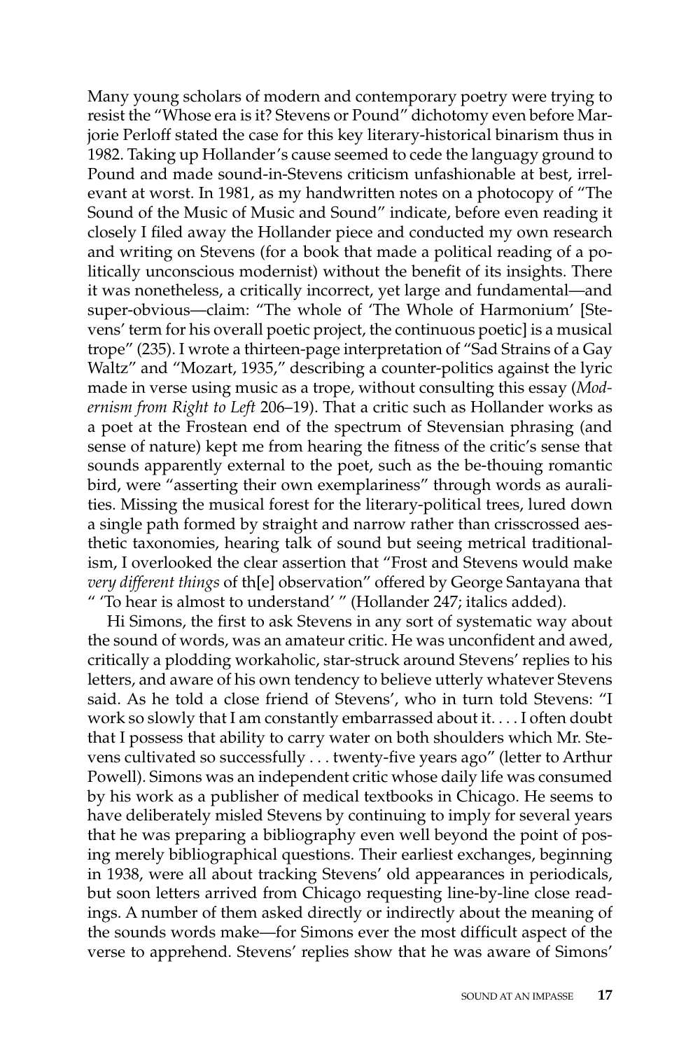Many young scholars of modern and contemporary poetry were trying to resist the "Whose era is it? Stevens or Pound" dichotomy even before Marjorie Perloff stated the case for this key literary-historical binarism thus in 1982. Taking up Hollander's cause seemed to cede the languagy ground to Pound and made sound-in-Stevens criticism unfashionable at best, irrelevant at worst. In 1981, as my handwritten notes on a photocopy of "The Sound of the Music of Music and Sound" indicate, before even reading it closely I filed away the Hollander piece and conducted my own research and writing on Stevens (for a book that made a political reading of a politically unconscious modernist) without the benefit of its insights. There it was nonetheless, a critically incorrect, yet large and fundamental—and super-obvious—claim: "The whole of 'The Whole of Harmonium' [Stevens' term for his overall poetic project, the continuous poetic] is a musical trope" (235). I wrote a thirteen-page interpretation of "Sad Strains of a Gay Waltz" and "Mozart, 1935," describing a counter-politics against the lyric made in verse using music as a trope, without consulting this essay (*Modernism from Right to Left* 206–19). That a critic such as Hollander works as a poet at the Frostean end of the spectrum of Stevensian phrasing (and sense of nature) kept me from hearing the fitness of the critic's sense that sounds apparently external to the poet, such as the be-thouing romantic bird, were "asserting their own exemplariness" through words as auralities. Missing the musical forest for the literary-political trees, lured down a single path formed by straight and narrow rather than crisscrossed aesthetic taxonomies, hearing talk of sound but seeing metrical traditionalism, I overlooked the clear assertion that "Frost and Stevens would make *very different things* of th[e] observation" offered by George Santayana that " 'To hear is almost to understand' " (Hollander 247; italics added).

Hi Simons, the first to ask Stevens in any sort of systematic way about the sound of words, was an amateur critic. He was unconfident and awed, critically a plodding workaholic, star-struck around Stevens' replies to his letters, and aware of his own tendency to believe utterly whatever Stevens said. As he told a close friend of Stevens', who in turn told Stevens: "I work so slowly that I am constantly embarrassed about it. . . . I often doubt that I possess that ability to carry water on both shoulders which Mr. Stevens cultivated so successfully . . . twenty-five years ago" (letter to Arthur Powell). Simons was an independent critic whose daily life was consumed by his work as a publisher of medical textbooks in Chicago. He seems to have deliberately misled Stevens by continuing to imply for several years that he was preparing a bibliography even well beyond the point of posing merely bibliographical questions. Their earliest exchanges, beginning in 1938, were all about tracking Stevens' old appearances in periodicals, but soon letters arrived from Chicago requesting line-by-line close readings. A number of them asked directly or indirectly about the meaning of the sounds words make—for Simons ever the most difficult aspect of the verse to apprehend. Stevens' replies show that he was aware of Simons'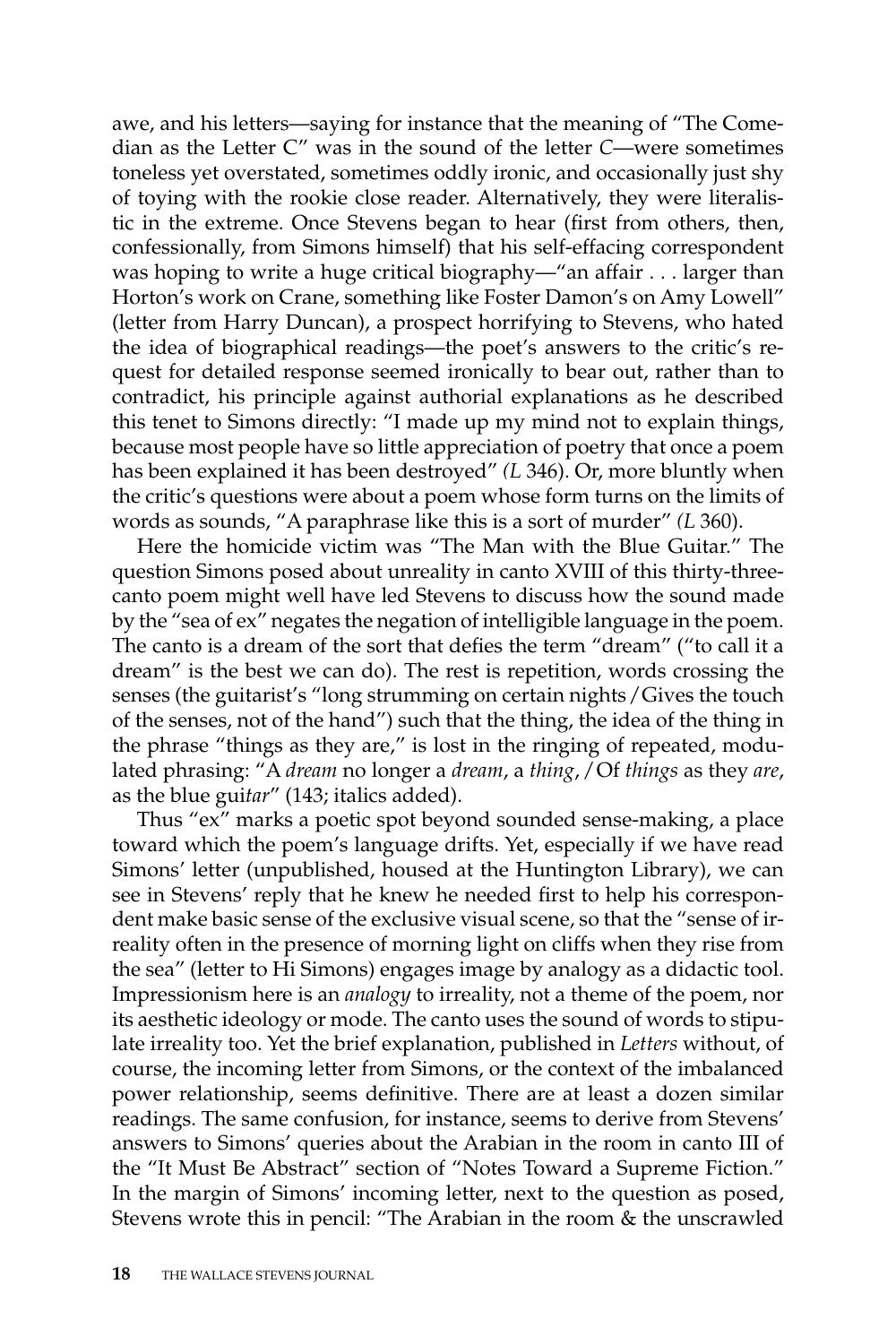awe, and his letters—saying for instance that the meaning of "The Comedian as the Letter C" was in the sound of the letter *C*—were sometimes toneless yet overstated, sometimes oddly ironic, and occasionally just shy of toying with the rookie close reader. Alternatively, they were literalistic in the extreme. Once Stevens began to hear (first from others, then, confessionally, from Simons himself) that his self-effacing correspondent was hoping to write a huge critical biography—"an affair . . . larger than Horton's work on Crane, something like Foster Damon's on Amy Lowell" (letter from Harry Duncan), a prospect horrifying to Stevens, who hated the idea of biographical readings—the poet's answers to the critic's request for detailed response seemed ironically to bear out, rather than to contradict, his principle against authorial explanations as he described this tenet to Simons directly: "I made up my mind not to explain things, because most people have so little appreciation of poetry that once a poem has been explained it has been destroyed" *(L* 346). Or, more bluntly when the critic's questions were about a poem whose form turns on the limits of words as sounds, "A paraphrase like this is a sort of murder" *(L* 360).

Here the homicide victim was "The Man with the Blue Guitar." The question Simons posed about unreality in canto XVIII of this thirty-three-canto poem might well have led Stevens to discuss how the sound made by the "sea of ex" negates the negation of intelligible language in the poem. The canto is a dream of the sort that defies the term "dream" ("to call it a dream" is the best we can do). The rest is repetition, words crossing the senses (the guitarist's "long strumming on certain nights / Gives the touch of the senses, not of the hand") such that the thing, the idea of the thing in the phrase "things as they are," is lost in the ringing of repeated, modulated phrasing: "A *dream* no longer a *dream*, a *thing*, / Of *things* as they *are*, as the blue gui*tar*" (143; italics added).

Thus "ex" marks a poetic spot beyond sounded sense-making, a place toward which the poem's language drifts. Yet, especially if we have read Simons' letter (unpublished, housed at the Huntington Library), we can see in Stevens' reply that he knew he needed first to help his correspondent make basic sense of the exclusive visual scene, so that the "sense of irreality often in the presence of morning light on cliffs when they rise from the sea" (letter to Hi Simons) engages image by analogy as a didactic tool. Impressionism here is an *analogy* to irreality, not a theme of the poem, nor its aesthetic ideology or mode. The canto uses the sound of words to stipulate irreality too. Yet the brief explanation, published in *Letters* without, of course, the incoming letter from Simons, or the context of the imbalanced power relationship, seems definitive. There are at least a dozen similar readings. The same confusion, for instance, seems to derive from Stevens' answers to Simons' queries about the Arabian in the room in canto III of the "It Must Be Abstract" section of "Notes Toward a Supreme Fiction." In the margin of Simons' incoming letter, next to the question as posed, Stevens wrote this in pencil: "The Arabian in the room & the unscrawled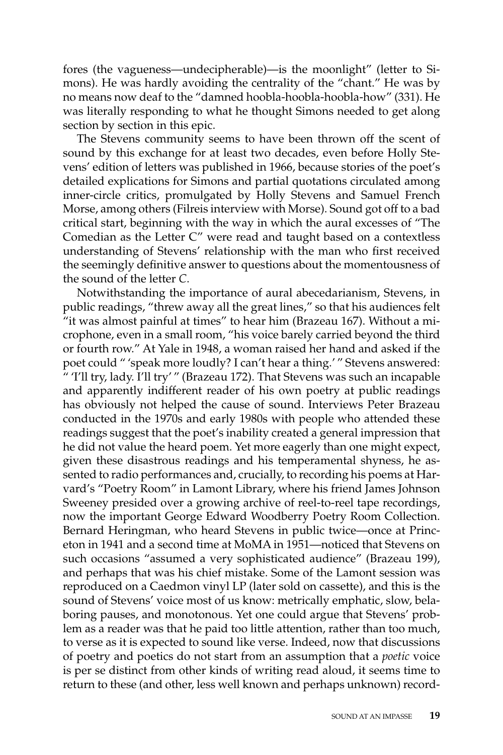fores (the vagueness—undecipherable)—is the moonlight" (letter to Simons). He was hardly avoiding the centrality of the "chant." He was by no means now deaf to the "damned hoobla-hoobla-hoobla-how" (331). He was literally responding to what he thought Simons needed to get along section by section in this epic.

The Stevens community seems to have been thrown off the scent of sound by this exchange for at least two decades, even before Holly Stevens' edition of letters was published in 1966, because stories of the poet's detailed explications for Simons and partial quotations circulated among inner-circle critics, promulgated by Holly Stevens and Samuel French Morse, among others (Filreis interview with Morse). Sound got off to a bad critical start, beginning with the way in which the aural excesses of "The Comedian as the Letter C" were read and taught based on a contextless understanding of Stevens' relationship with the man who first received the seemingly definitive answer to questions about the momentousness of the sound of the letter *C*.

Notwithstanding the importance of aural abecedarianism, Stevens, in public readings, "threw away all the great lines," so that his audiences felt "it was almost painful at times" to hear him (Brazeau 167). Without a microphone, even in a small room, "his voice barely carried beyond the third or fourth row." At Yale in 1948, a woman raised her hand and asked if the poet could " 'speak more loudly? I can't hear a thing.' " Stevens answered: " 'I'll try, lady. I'll try' " (Brazeau 172). That Stevens was such an incapable and apparently indifferent reader of his own poetry at public readings has obviously not helped the cause of sound. Interviews Peter Brazeau conducted in the 1970s and early 1980s with people who attended these readings suggest that the poet's inability created a general impression that he did not value the heard poem. Yet more eagerly than one might expect, given these disastrous readings and his temperamental shyness, he assented to radio performances and, crucially, to recording his poems at Harvard's "Poetry Room" in Lamont Library, where his friend James Johnson Sweeney presided over a growing archive of reel-to-reel tape recordings, now the important George Edward Woodberry Poetry Room Collection. Bernard Heringman, who heard Stevens in public twice—once at Princeton in 1941 and a second time at MoMA in 1951—noticed that Stevens on such occasions "assumed a very sophisticated audience" (Brazeau 199), and perhaps that was his chief mistake. Some of the Lamont session was reproduced on a Caedmon vinyl LP (later sold on cassette), and this is the sound of Stevens' voice most of us know: metrically emphatic, slow, belaboring pauses, and monotonous. Yet one could argue that Stevens' problem as a reader was that he paid too little attention, rather than too much, to verse as it is expected to sound like verse. Indeed, now that discussions of poetry and poetics do not start from an assumption that a *poetic* voice is per se distinct from other kinds of writing read aloud, it seems time to return to these (and other, less well known and perhaps unknown) record-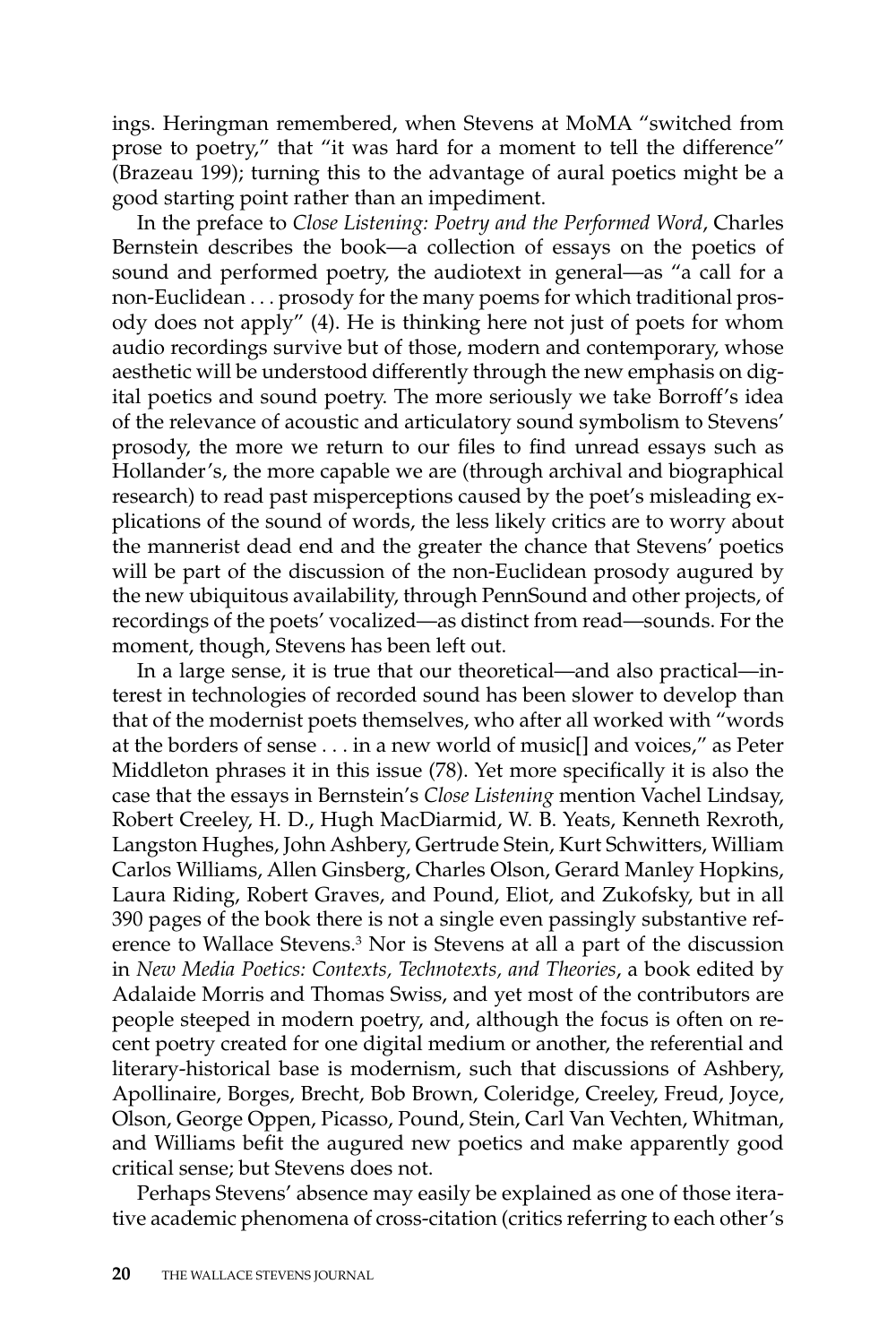ings. Heringman remembered, when Stevens at MoMA "switched from prose to poetry," that "it was hard for a moment to tell the difference" (Brazeau 199); turning this to the advantage of aural poetics might be a good starting point rather than an impediment.

In the preface to *Close Listening: Poetry and the Performed Word*, Charles Bernstein describes the book—a collection of essays on the poetics of sound and performed poetry, the audiotext in general—as "a call for a non-Euclidean . . . prosody for the many poems for which traditional prosody does not apply" (4). He is thinking here not just of poets for whom audio recordings survive but of those, modern and contemporary, whose aesthetic will be understood differently through the new emphasis on digital poetics and sound poetry. The more seriously we take Borroff's idea of the relevance of acoustic and articulatory sound symbolism to Stevens' prosody, the more we return to our files to find unread essays such as Hollander's, the more capable we are (through archival and biographical research) to read past misperceptions caused by the poet's misleading explications of the sound of words, the less likely critics are to worry about the mannerist dead end and the greater the chance that Stevens' poetics will be part of the discussion of the non-Euclidean prosody augured by the new ubiquitous availability, through PennSound and other projects, of recordings of the poets' vocalized—as distinct from read—sounds. For the moment, though, Stevens has been left out.

In a large sense, it is true that our theoretical—and also practical—interest in technologies of recorded sound has been slower to develop than that of the modernist poets themselves, who after all worked with "words at the borders of sense . . . in a new world of music[] and voices," as Peter Middleton phrases it in this issue (78). Yet more specifically it is also the case that the essays in Bernstein's *Close Listening* mention Vachel Lindsay, Robert Creeley, H. D., Hugh MacDiarmid, W. B. Yeats, Kenneth Rexroth, Langston Hughes, John Ashbery, Gertrude Stein, Kurt Schwitters, William Carlos Williams, Allen Ginsberg, Charles Olson, Gerard Manley Hopkins, Laura Riding, Robert Graves, and Pound, Eliot, and Zukofsky, but in all 390 pages of the book there is not a single even passingly substantive reference to Wallace Stevens.[3] Nor is Stevens at all a part of the discussion in *New Media Poetics: Contexts, Technotexts, and Theories*, a book edited by Adalaide Morris and Thomas Swiss, and yet most of the contributors are people steeped in modern poetry, and, although the focus is often on recent poetry created for one digital medium or another, the referential and literary-historical base is modernism, such that discussions of Ashbery, Apollinaire, Borges, Brecht, Bob Brown, Coleridge, Creeley, Freud, Joyce, Olson, George Oppen, Picasso, Pound, Stein, Carl Van Vechten, Whitman, and Williams befit the augured new poetics and make apparently good critical sense; but Stevens does not.

Perhaps Stevens' absence may easily be explained as one of those iterative academic phenomena of cross-citation (critics referring to each other's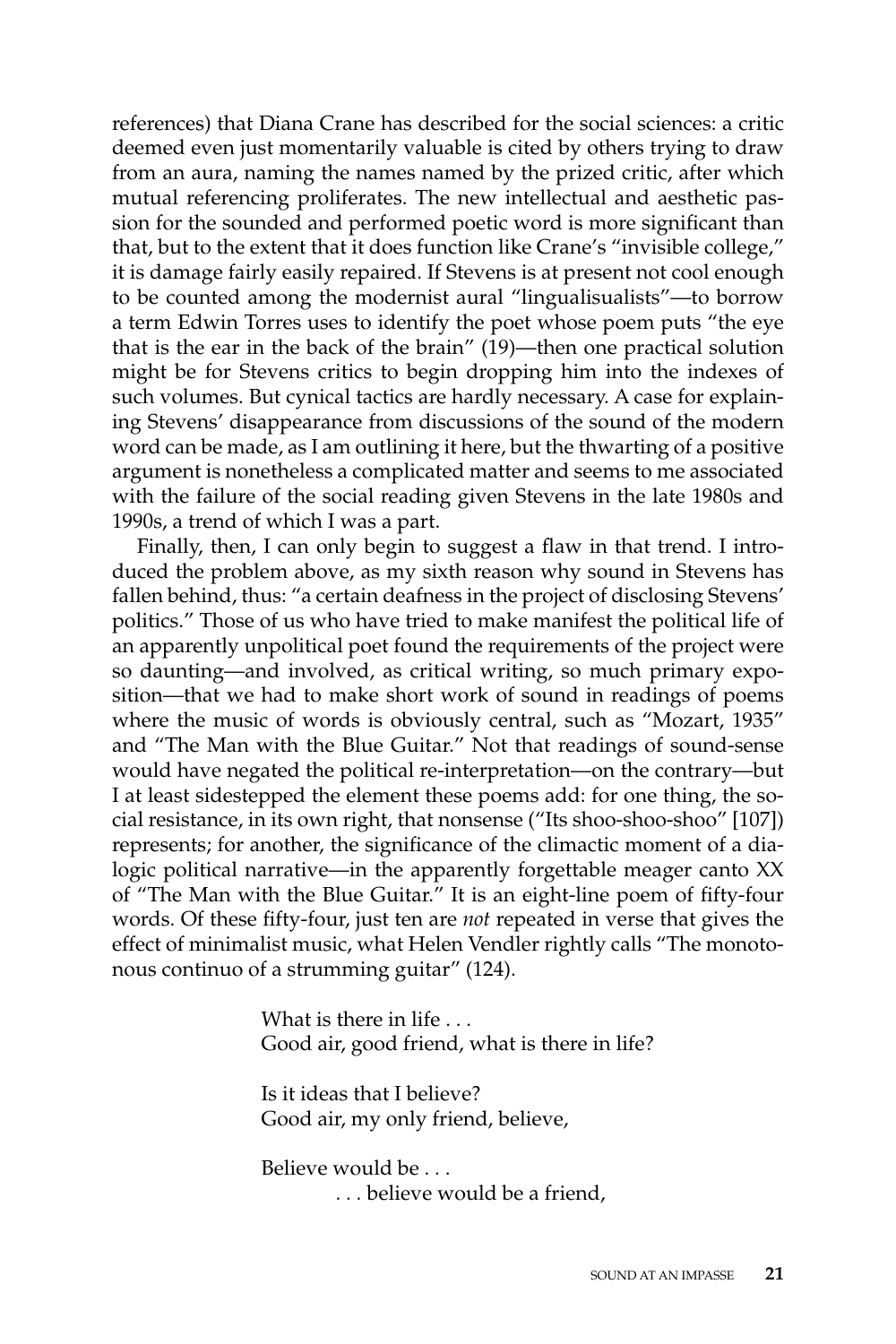references) that Diana Crane has described for the social sciences: a critic deemed even just momentarily valuable is cited by others trying to draw from an aura, naming the names named by the prized critic, after which mutual referencing proliferates. The new intellectual and aesthetic passion for the sounded and performed poetic word is more significant than that, but to the extent that it does function like Crane's "invisible college," it is damage fairly easily repaired. If Stevens is at present not cool enough to be counted among the modernist aural "lingualisualists"—to borrow a term Edwin Torres uses to identify the poet whose poem puts "the eye that is the ear in the back of the brain" (19)—then one practical solution might be for Stevens critics to begin dropping him into the indexes of such volumes. But cynical tactics are hardly necessary. A case for explaining Stevens' disappearance from discussions of the sound of the modern word can be made, as I am outlining it here, but the thwarting of a positive argument is nonetheless a complicated matter and seems to me associated with the failure of the social reading given Stevens in the late 1980s and 1990s, a trend of which I was a part.

Finally, then, I can only begin to suggest a flaw in that trend. I introduced the problem above, as my sixth reason why sound in Stevens has fallen behind, thus: "a certain deafness in the project of disclosing Stevens' politics." Those of us who have tried to make manifest the political life of an apparently unpolitical poet found the requirements of the project were so daunting—and involved, as critical writing, so much primary exposition—that we had to make short work of sound in readings of poems where the music of words is obviously central, such as "Mozart, 1935" and "The Man with the Blue Guitar." Not that readings of sound-sense would have negated the political re-interpretation—on the contrary—but I at least sidestepped the element these poems add: for one thing, the social resistance, in its own right, that nonsense ("Its shoo-shoo-shoo" [107]) represents; for another, the significance of the climactic moment of a dialogic political narrative—in the apparently forgettable meager canto XX of "The Man with the Blue Guitar." It is an eight-line poem of fifty-four words. Of these fifty-four, just ten are *not* repeated in verse that gives the effect of minimalist music, what Helen Vendler rightly calls "The monotonous continuo of a strumming guitar" (124).

> What is there in life . . .
> Good air, good friend, what is there in life?
>
> Is it ideas that I believe?
> Good air, my only friend, believe,
>
> Believe would be . . .
> &nbsp;&nbsp;&nbsp;&nbsp;&nbsp;&nbsp;&nbsp;&nbsp;. . . believe would be a friend,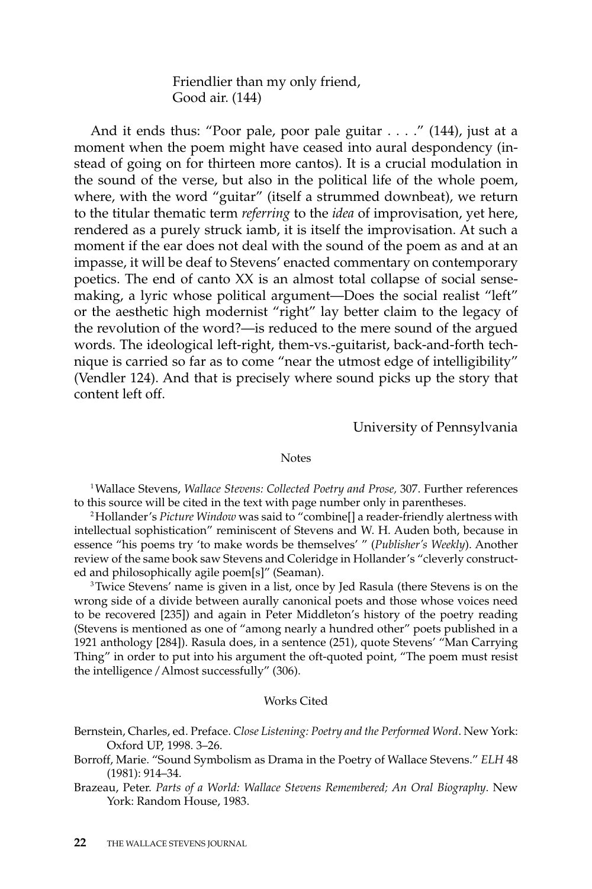> Friendlier than my only friend,
> Good air. (144)

And it ends thus: "Poor pale, poor pale guitar . . . ." (144), just at a moment when the poem might have ceased into aural despondency (instead of going on for thirteen more cantos). It is a crucial modulation in the sound of the verse, but also in the political life of the whole poem, where, with the word "guitar" (itself a strummed downbeat), we return to the titular thematic term *referring* to the *idea* of improvisation, yet here, rendered as a purely struck iamb, it is itself the improvisation. At such a moment if the ear does not deal with the sound of the poem as and at an impasse, it will be deaf to Stevens' enacted commentary on contemporary poetics. The end of canto XX is an almost total collapse of social sense-making, a lyric whose political argument—Does the social realist "left" or the aesthetic high modernist "right" lay better claim to the legacy of the revolution of the word?—is reduced to the mere sound of the argued words. The ideological left-right, them-vs.-guitarist, back-and-forth technique is carried so far as to come "near the utmost edge of intelligibility" (Vendler 124). And that is precisely where sound picks up the story that content left off.

University of Pennsylvania

## Notes

[1] Wallace Stevens, *Wallace Stevens: Collected Poetry and Prose,* 307. Further references to this source will be cited in the text with page number only in parentheses.

[2] Hollander's *Picture Window* was said to "combine[] a reader-friendly alertness with intellectual sophistication" reminiscent of Stevens and W. H. Auden both, because in essence "his poems try 'to make words be themselves' " (*Publisher's Weekly*). Another review of the same book saw Stevens and Coleridge in Hollander's "cleverly constructed and philosophically agile poem[s]" (Seaman).

[3] Twice Stevens' name is given in a list, once by Jed Rasula (there Stevens is on the wrong side of a divide between aurally canonical poets and those whose voices need to be recovered [235]) and again in Peter Middleton's history of the poetry reading (Stevens is mentioned as one of "among nearly a hundred other" poets published in a 1921 anthology [284]). Rasula does, in a sentence (251), quote Stevens' "Man Carrying Thing" in order to put into his argument the oft-quoted point, "The poem must resist the intelligence / Almost successfully" (306).

## Works Cited

Bernstein, Charles, ed. Preface. *Close Listening: Poetry and the Performed Word*. New York: Oxford UP, 1998. 3–26.

Borroff, Marie. "Sound Symbolism as Drama in the Poetry of Wallace Stevens." *ELH* 48 (1981): 914–34.

Brazeau, Peter. *Parts of a World: Wallace Stevens Remembered; An Oral Biography*. New York: Random House, 1983.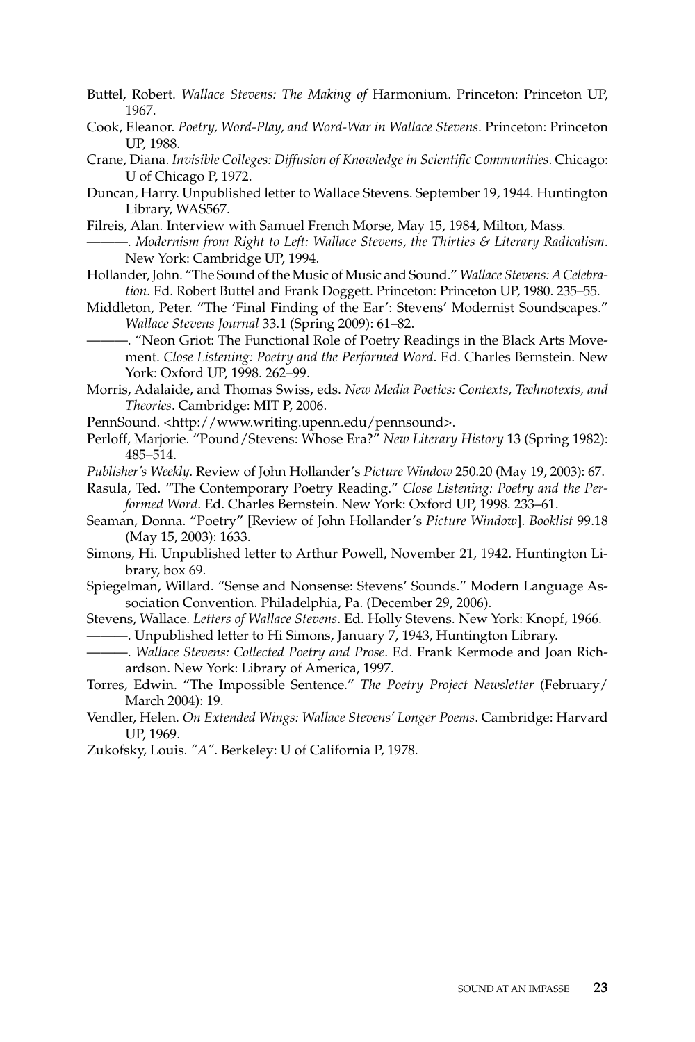Buttel, Robert. *Wallace Stevens: The Making of* Harmonium. Princeton: Princeton UP, 1967.

Cook, Eleanor. *Poetry, Word-Play, and Word-War in Wallace Stevens*. Princeton: Princeton UP, 1988.

Crane, Diana. *Invisible Colleges: Diffusion of Knowledge in Scientific Communities*. Chicago: U of Chicago P, 1972.

Duncan, Harry. Unpublished letter to Wallace Stevens. September 19, 1944. Huntington Library, WAS567.

Filreis, Alan. Interview with Samuel French Morse, May 15, 1984, Milton, Mass.

———. *Modernism from Right to Left: Wallace Stevens, the Thirties & Literary Radicalism*. New York: Cambridge UP, 1994.

Hollander, John. "The Sound of the Music of Music and Sound." *Wallace Stevens: A Celebration*. Ed. Robert Buttel and Frank Doggett. Princeton: Princeton UP, 1980. 235–55.

Middleton, Peter. "The 'Final Finding of the Ear': Stevens' Modernist Soundscapes." *Wallace Stevens Journal* 33.1 (Spring 2009): 61–82.

———. "Neon Griot: The Functional Role of Poetry Readings in the Black Arts Movement. *Close Listening: Poetry and the Performed Word*. Ed. Charles Bernstein. New York: Oxford UP, 1998. 262–99.

Morris, Adalaide, and Thomas Swiss, eds. *New Media Poetics: Contexts, Technotexts, and Theories*. Cambridge: MIT P, 2006.

PennSound. <http://www.writing.upenn.edu/pennsound>.

Perloff, Marjorie. "Pound/Stevens: Whose Era?" *New Literary History* 13 (Spring 1982): 485–514.

*Publisher's Weekly*. Review of John Hollander's *Picture Window* 250.20 (May 19, 2003): 67.

Rasula, Ted. "The Contemporary Poetry Reading." *Close Listening: Poetry and the Performed Word*. Ed. Charles Bernstein. New York: Oxford UP, 1998. 233–61.

Seaman, Donna. "Poetry" [Review of John Hollander's *Picture Window*]. *Booklist* 99.18 (May 15, 2003): 1633.

Simons, Hi. Unpublished letter to Arthur Powell, November 21, 1942. Huntington Library, box 69.

Spiegelman, Willard. "Sense and Nonsense: Stevens' Sounds." Modern Language Association Convention. Philadelphia, Pa. (December 29, 2006).

Stevens, Wallace. *Letters of Wallace Stevens*. Ed. Holly Stevens. New York: Knopf, 1966.

———. Unpublished letter to Hi Simons, January 7, 1943, Huntington Library.

———. *Wallace Stevens: Collected Poetry and Prose*. Ed. Frank Kermode and Joan Richardson. New York: Library of America, 1997.

Torres, Edwin. "The Impossible Sentence." *The Poetry Project Newsletter* (February/March 2004): 19.

Vendler, Helen. *On Extended Wings: Wallace Stevens' Longer Poems*. Cambridge: Harvard UP, 1969.

Zukofsky, Louis. *"A"*. Berkeley: U of California P, 1978.